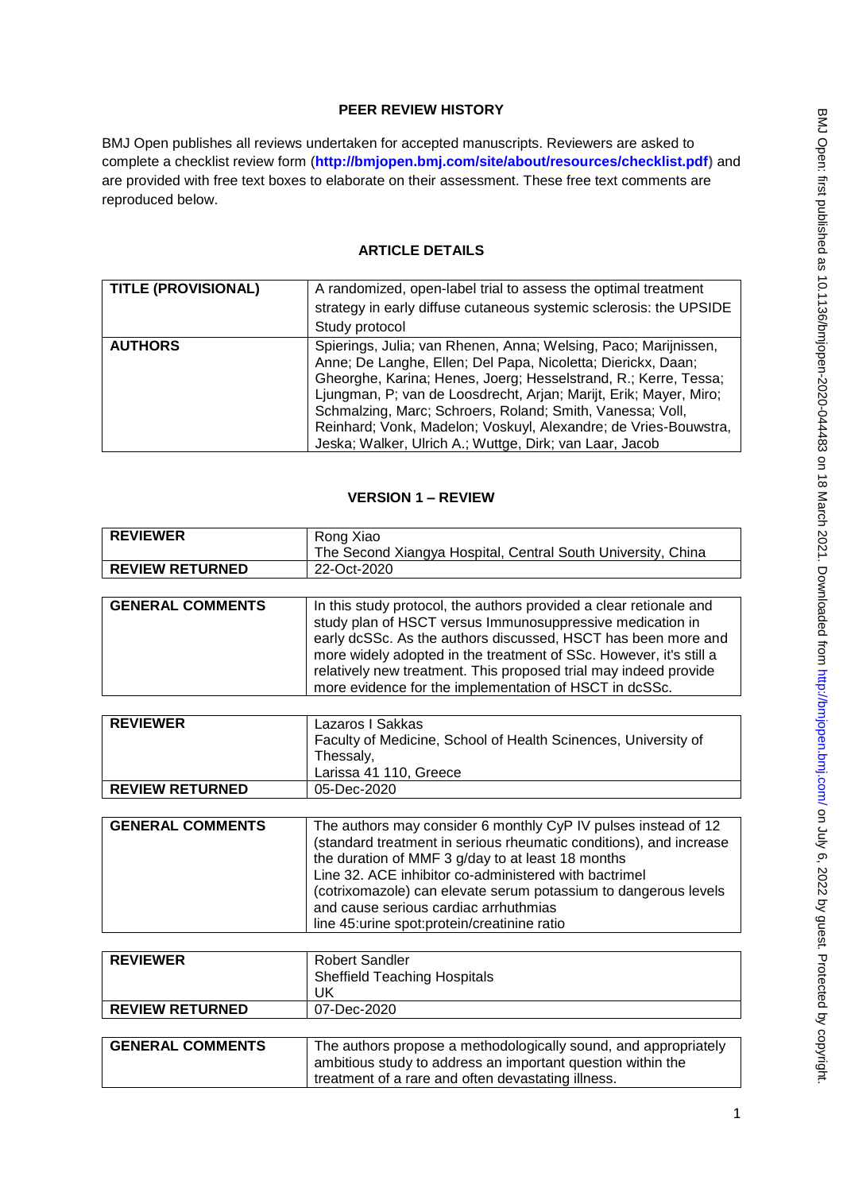# PEER REVIEW HISTORY

BMJ Open publishes all reviews undertaken for accepted manuscripts. Reviewers are asked to complete a checklist review form (**http://bmjopen.bmj.com/site/about/resources/checklist.pdf**) and are provided with free text boxes to elaborate on their assessment. These free text comments are reproduced below.

## ARTICLE DETAILS

| | |
|---|---|
| **TITLE (PROVISIONAL)** | A randomized, open-label trial to assess the optimal treatment strategy in early diffuse cutaneous systemic sclerosis: the UPSIDE Study protocol |
| **AUTHORS** | Spierings, Julia; van Rhenen, Anna; Welsing, Paco; Marijnissen, Anne; De Langhe, Ellen; Del Papa, Nicoletta; Dierickx, Daan; Gheorghe, Karina; Henes, Joerg; Hesselstrand, R.; Kerre, Tessa; Ljungman, P; van de Loosdrecht, Arjan; Marijt, Erik; Mayer, Miro; Schmalzing, Marc; Schroers, Roland; Smith, Vanessa; Voll, Reinhard; Vonk, Madelon; Voskuyl, Alexandre; de Vries-Bouwstra, Jeska; Walker, Ulrich A.; Wuttge, Dirk; van Laar, Jacob |

## VERSION 1 – REVIEW

| | |
|---|---|
| **REVIEWER** | Rong Xiao<br>The Second Xiangya Hospital, Central South University, China |
| **REVIEW RETURNED** | 22-Oct-2020 |

| | |
|---|---|
| **GENERAL COMMENTS** | In this study protocol, the authors provided a clear retionale and study plan of HSCT versus Immunosuppressive medication in early dcSSc. As the authors discussed, HSCT has been more and more widely adopted in the treatment of SSc. However, it's still a relatively new treatment. This proposed trial may indeed provide more evidence for the implementation of HSCT in dcSSc. |

| | |
|---|---|
| **REVIEWER** | Lazaros I Sakkas<br>Faculty of Medicine, School of Health Scinences, University of Thessaly,<br>Larissa 41 110, Greece |
| **REVIEW RETURNED** | 05-Dec-2020 |

| | |
|---|---|
| **GENERAL COMMENTS** | The authors may consider 6 monthly CyP IV pulses instead of 12 (standard treatment in serious rheumatic conditions), and increase the duration of MMF 3 g/day to at least 18 months<br>Line 32. ACE inhibitor co-administered with bactrimel (cotrixomazole) can elevate serum potassium to dangerous levels and cause serious cardiac arrhuthmias<br>line 45:urine spot:protein/creatinine ratio |

| | |
|---|---|
| **REVIEWER** | Robert Sandler<br>Sheffield Teaching Hospitals<br>UK |
| **REVIEW RETURNED** | 07-Dec-2020 |

| | |
|---|---|
| **GENERAL COMMENTS** | The authors propose a methodologically sound, and appropriately ambitious study to address an important question within the treatment of a rare and often devastating illness. |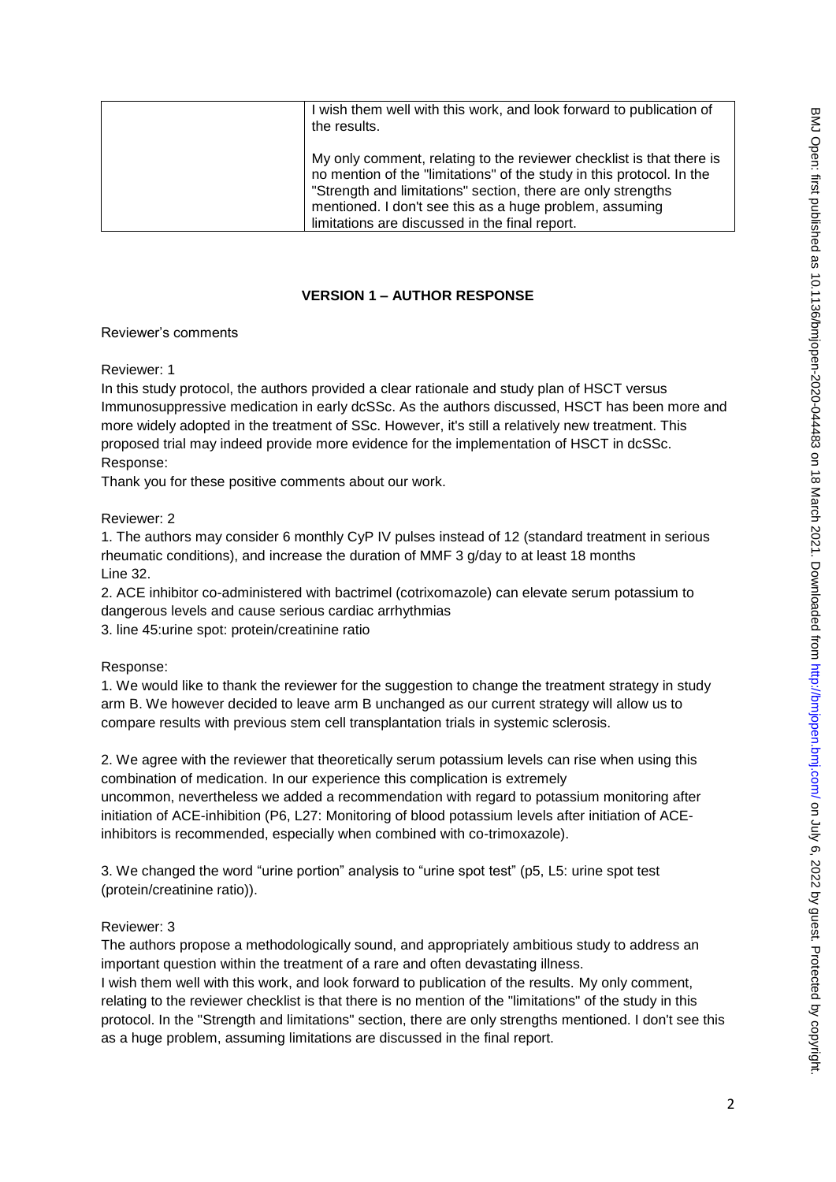| | I wish them well with this work, and look forward to publication of the results.<br><br>My only comment, relating to the reviewer checklist is that there is no mention of the "limitations" of the study in this protocol. In the "Strength and limitations" section, there are only strengths mentioned. I don't see this as a huge problem, assuming limitations are discussed in the final report. |
|---|---|

**VERSION 1 – AUTHOR RESPONSE**

Reviewer's comments

Reviewer: 1

In this study protocol, the authors provided a clear rationale and study plan of HSCT versus Immunosuppressive medication in early dcSSc. As the authors discussed, HSCT has been more and more widely adopted in the treatment of SSc. However, it's still a relatively new treatment. This proposed trial may indeed provide more evidence for the implementation of HSCT in dcSSc.

Response:

Thank you for these positive comments about our work.

Reviewer: 2

1. The authors may consider 6 monthly CyP IV pulses instead of 12 (standard treatment in serious rheumatic conditions), and increase the duration of MMF 3 g/day to at least 18 months Line 32.
2. ACE inhibitor co-administered with bactrimel (cotrixomazole) can elevate serum potassium to dangerous levels and cause serious cardiac arrhythmias
3. line 45:urine spot: protein/creatinine ratio

Response:

1. We would like to thank the reviewer for the suggestion to change the treatment strategy in study arm B. We however decided to leave arm B unchanged as our current strategy will allow us to compare results with previous stem cell transplantation trials in systemic sclerosis.

2. We agree with the reviewer that theoretically serum potassium levels can rise when using this combination of medication. In our experience this complication is extremely uncommon, nevertheless we added a recommendation with regard to potassium monitoring after initiation of ACE-inhibition (P6, L27: Monitoring of blood potassium levels after initiation of ACE-inhibitors is recommended, especially when combined with co-trimoxazole).

3. We changed the word "urine portion" analysis to "urine spot test" (p5, L5: urine spot test (protein/creatinine ratio)).

Reviewer: 3

The authors propose a methodologically sound, and appropriately ambitious study to address an important question within the treatment of a rare and often devastating illness.

I wish them well with this work, and look forward to publication of the results. My only comment, relating to the reviewer checklist is that there is no mention of the "limitations" of the study in this protocol. In the "Strength and limitations" section, there are only strengths mentioned. I don't see this as a huge problem, assuming limitations are discussed in the final report.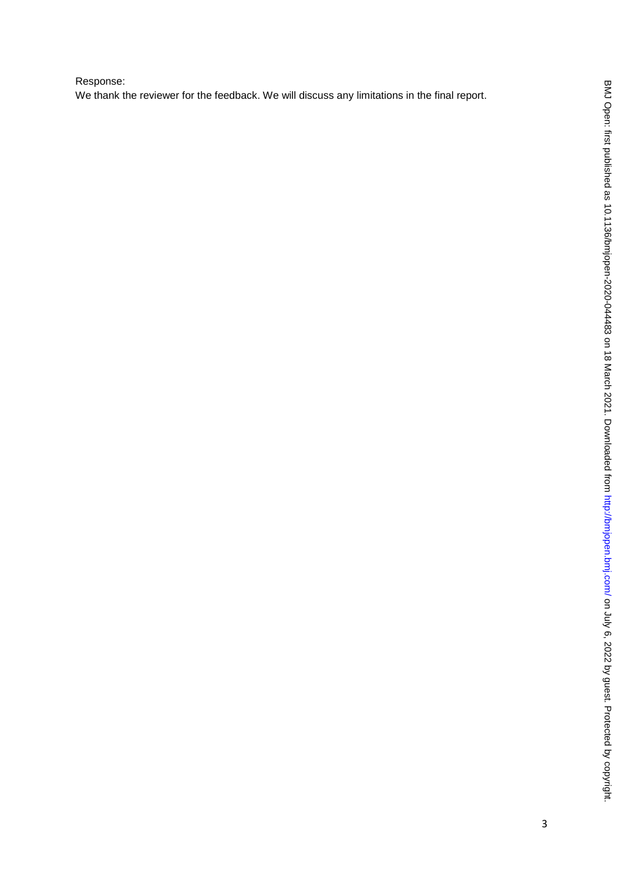Response:
We thank the reviewer for the feedback. We will discuss any limitations in the final report.